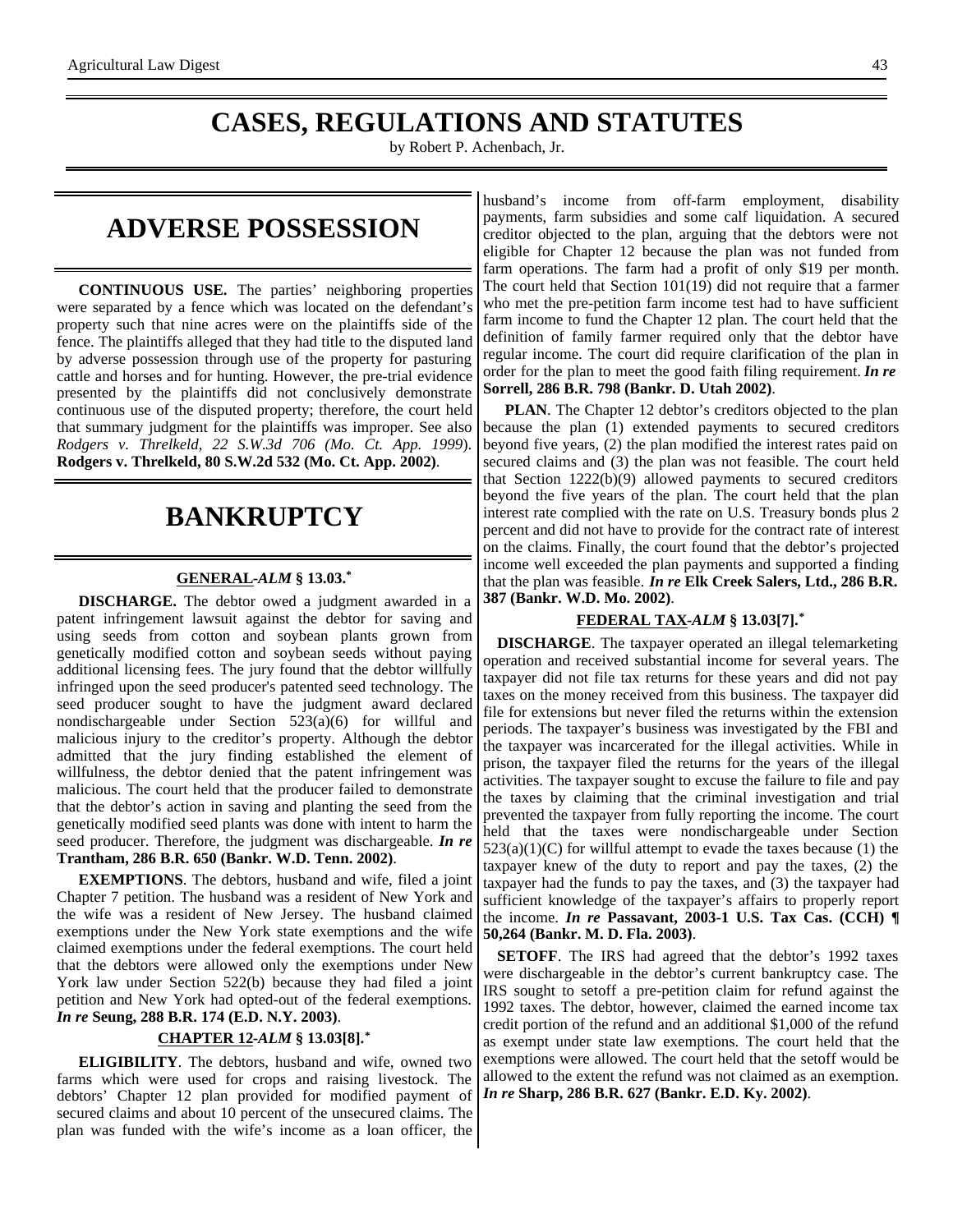# CASES, REGULATIONS AND STATUTES

by Robert P. Achenbach, Jr.

## ADVERSE POSSESSION

**CONTINUOUS USE.** The parties' neighboring properties were separated by a fence which was located on the defendant's property such that nine acres were on the plaintiffs side of the fence. The plaintiffs alleged that they had title to the disputed land by adverse possession through use of the property for pasturing cattle and horses and for hunting. However, the pre-trial evidence presented by the plaintiffs did not conclusively demonstrate continuous use of the disputed property; therefore, the court held that summary judgment for the plaintiffs was improper. See also *Rodgers v. Threlkeld, 22 S.W.3d 706 (Mo. Ct. App. 1999)*. **Rodgers v. Threlkeld, 80 S.W.2d 532 (Mo. Ct. App. 2002)**.

## BANKRUPTCY

### GENERAL -*ALM* § 13.03.*

**DISCHARGE.** The debtor owed a judgment awarded in a patent infringement lawsuit against the debtor for saving and using seeds from cotton and soybean plants grown from genetically modified cotton and soybean seeds without paying additional licensing fees. The jury found that the debtor willfully infringed upon the seed producer's patented seed technology. The seed producer sought to have the judgment award declared nondischargeable under Section 523(a)(6) for willful and malicious injury to the creditor's property. Although the debtor admitted that the jury finding established the element of willfulness, the debtor denied that the patent infringement was malicious. The court held that the producer failed to demonstrate that the debtor's action in saving and planting the seed from the genetically modified seed plants was done with intent to harm the seed producer. Therefore, the judgment was dischargeable. ***In re*** **Trantham, 286 B.R. 650 (Bankr. W.D. Tenn. 2002)**.

**EXEMPTIONS**. The debtors, husband and wife, filed a joint Chapter 7 petition. The husband was a resident of New York and the wife was a resident of New Jersey. The husband claimed exemptions under the New York state exemptions and the wife claimed exemptions under the federal exemptions. The court held that the debtors were allowed only the exemptions under New York law under Section 522(b) because they had filed a joint petition and New York had opted-out of the federal exemptions. ***In re*** **Seung, 288 B.R. 174 (E.D. N.Y. 2003)**.

### CHAPTER 12 -*ALM* § 13.03[8].*

**ELIGIBILITY**. The debtors, husband and wife, owned two farms which were used for crops and raising livestock. The debtors' Chapter 12 plan provided for modified payment of secured claims and about 10 percent of the unsecured claims. The plan was funded with the wife's income as a loan officer, the husband's income from off-farm employment, disability payments, farm subsidies and some calf liquidation. A secured creditor objected to the plan, arguing that the debtors were not eligible for Chapter 12 because the plan was not funded from farm operations. The farm had a profit of only $19 per month. The court held that Section 101(19) did not require that a farmer who met the pre-petition farm income test had to have sufficient farm income to fund the Chapter 12 plan. The court held that the definition of family farmer required only that the debtor have regular income. The court did require clarification of the plan in order for the plan to meet the good faith filing requirement. ***In re*** **Sorrell, 286 B.R. 798 (Bankr. D. Utah 2002)**.

**PLAN**. The Chapter 12 debtor's creditors objected to the plan because the plan (1) extended payments to secured creditors beyond five years, (2) the plan modified the interest rates paid on secured claims and (3) the plan was not feasible. The court held that Section 1222(b)(9) allowed payments to secured creditors beyond the five years of the plan. The court held that the plan interest rate complied with the rate on U.S. Treasury bonds plus 2 percent and did not have to provide for the contract rate of interest on the claims. Finally, the court found that the debtor's projected income well exceeded the plan payments and supported a finding that the plan was feasible. ***In re*** **Elk Creek Salers, Ltd., 286 B.R. 387 (Bankr. W.D. Mo. 2002)**.

### FEDERAL TAX -*ALM* § 13.03[7].*

**DISCHARGE**. The taxpayer operated an illegal telemarketing operation and received substantial income for several years. The taxpayer did not file tax returns for these years and did not pay taxes on the money received from this business. The taxpayer did file for extensions but never filed the returns within the extension periods. The taxpayer's business was investigated by the FBI and the taxpayer was incarcerated for the illegal activities. While in prison, the taxpayer filed the returns for the years of the illegal activities. The taxpayer sought to excuse the failure to file and pay the taxes by claiming that the criminal investigation and trial prevented the taxpayer from fully reporting the income. The court held that the taxes were nondischargeable under Section 523(a)(1)(C) for willful attempt to evade the taxes because (1) the taxpayer knew of the duty to report and pay the taxes, (2) the taxpayer had the funds to pay the taxes, and (3) the taxpayer had sufficient knowledge of the taxpayer's affairs to properly report the income. ***In re*** **Passavant, 2003-1 U.S. Tax Cas. (CCH) ¶ 50,264 (Bankr. M. D. Fla. 2003)**.

**SETOFF**. The IRS had agreed that the debtor's 1992 taxes were dischargeable in the debtor's current bankruptcy case. The IRS sought to setoff a pre-petition claim for refund against the 1992 taxes. The debtor, however, claimed the earned income tax credit portion of the refund and an additional $1,000 of the refund as exempt under state law exemptions. The court held that the exemptions were allowed. The court held that the setoff would be allowed to the extent the refund was not claimed as an exemption. ***In re*** **Sharp, 286 B.R. 627 (Bankr. E.D. Ky. 2002)**.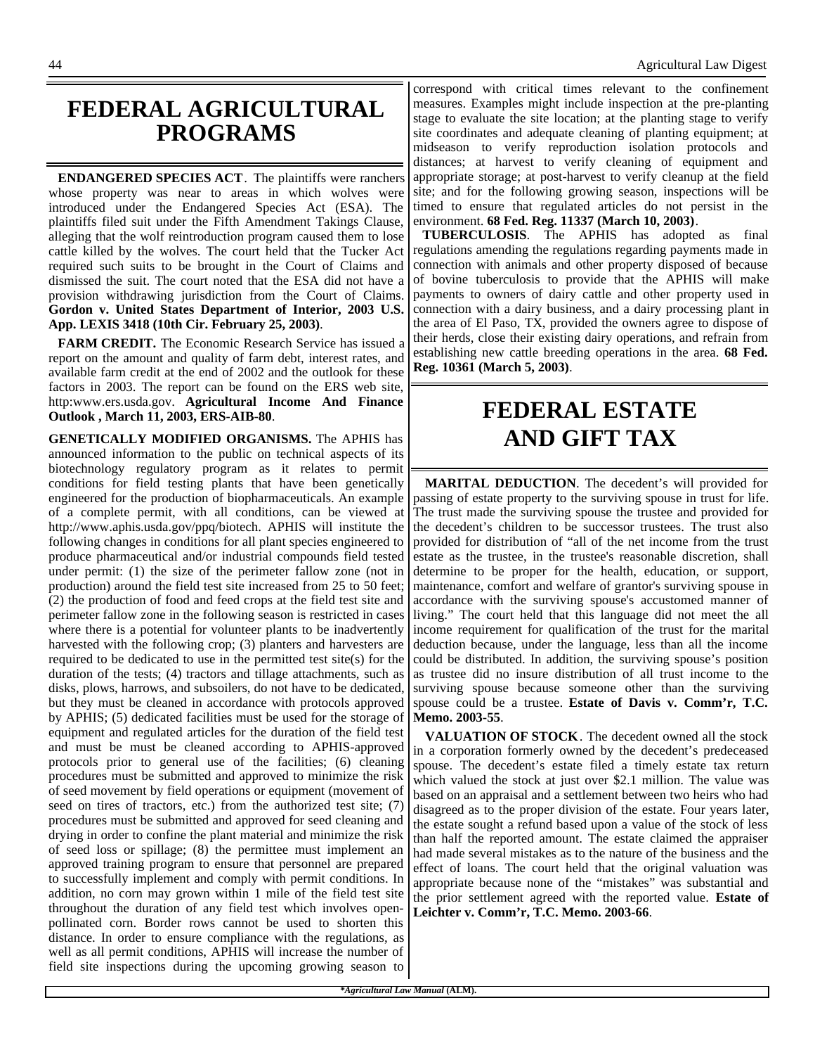# FEDERAL AGRICULTURAL PROGRAMS

**ENDANGERED SPECIES ACT**. The plaintiffs were ranchers whose property was near to areas in which wolves were introduced under the Endangered Species Act (ESA). The plaintiffs filed suit under the Fifth Amendment Takings Clause, alleging that the wolf reintroduction program caused them to lose cattle killed by the wolves. The court held that the Tucker Act required such suits to be brought in the Court of Claims and dismissed the suit. The court noted that the ESA did not have a provision withdrawing jurisdiction from the Court of Claims. **Gordon v. United States Department of Interior, 2003 U.S. App. LEXIS 3418 (10th Cir. February 25, 2003)**.

**FARM CREDIT.** The Economic Research Service has issued a report on the amount and quality of farm debt, interest rates, and available farm credit at the end of 2002 and the outlook for these factors in 2003. The report can be found on the ERS web site, http:www.ers.usda.gov. **Agricultural Income And Finance Outlook , March 11, 2003, ERS-AIB-80**.

**GENETICALLY MODIFIED ORGANISMS.** The APHIS has announced information to the public on technical aspects of its biotechnology regulatory program as it relates to permit conditions for field testing plants that have been genetically engineered for the production of biopharmaceuticals. An example of a complete permit, with all conditions, can be viewed at http://www.aphis.usda.gov/ppq/biotech. APHIS will institute the following changes in conditions for all plant species engineered to produce pharmaceutical and/or industrial compounds field tested under permit: (1) the size of the perimeter fallow zone (not in production) around the field test site increased from 25 to 50 feet; (2) the production of food and feed crops at the field test site and perimeter fallow zone in the following season is restricted in cases where there is a potential for volunteer plants to be inadvertently harvested with the following crop; (3) planters and harvesters are required to be dedicated to use in the permitted test site(s) for the duration of the tests; (4) tractors and tillage attachments, such as disks, plows, harrows, and subsoilers, do not have to be dedicated, but they must be cleaned in accordance with protocols approved by APHIS; (5) dedicated facilities must be used for the storage of equipment and regulated articles for the duration of the field test and must be must be cleaned according to APHIS-approved protocols prior to general use of the facilities; (6) cleaning procedures must be submitted and approved to minimize the risk of seed movement by field operations or equipment (movement of seed on tires of tractors, etc.) from the authorized test site; (7) procedures must be submitted and approved for seed cleaning and drying in order to confine the plant material and minimize the risk of seed loss or spillage; (8) the permittee must implement an approved training program to ensure that personnel are prepared to successfully implement and comply with permit conditions. In addition, no corn may grown within 1 mile of the field test site throughout the duration of any field test which involves open-pollinated corn. Border rows cannot be used to shorten this distance. In order to ensure compliance with the regulations, as well as all permit conditions, APHIS will increase the number of field site inspections during the upcoming growing season to correspond with critical times relevant to the confinement measures. Examples might include inspection at the pre-planting stage to evaluate the site location; at the planting stage to verify site coordinates and adequate cleaning of planting equipment; at midseason to verify reproduction isolation protocols and distances; at harvest to verify cleaning of equipment and appropriate storage; at post-harvest to verify cleanup at the field site; and for the following growing season, inspections will be timed to ensure that regulated articles do not persist in the environment. **68 Fed. Reg. 11337 (March 10, 2003)**.

**TUBERCULOSIS**. The APHIS has adopted as final regulations amending the regulations regarding payments made in connection with animals and other property disposed of because of bovine tuberculosis to provide that the APHIS will make payments to owners of dairy cattle and other property used in connection with a dairy business, and a dairy processing plant in the area of El Paso, TX, provided the owners agree to dispose of their herds, close their existing dairy operations, and refrain from establishing new cattle breeding operations in the area. **68 Fed. Reg. 10361 (March 5, 2003)**.

# FEDERAL ESTATE AND GIFT TAX

**MARITAL DEDUCTION**. The decedent's will provided for passing of estate property to the surviving spouse in trust for life. The trust made the surviving spouse the trustee and provided for the decedent's children to be successor trustees. The trust also provided for distribution of "all of the net income from the trust estate as the trustee, in the trustee's reasonable discretion, shall determine to be proper for the health, education, or support, maintenance, comfort and welfare of grantor's surviving spouse in accordance with the surviving spouse's accustomed manner of living." The court held that this language did not meet the all income requirement for qualification of the trust for the marital deduction because, under the language, less than all the income could be distributed. In addition, the surviving spouse's position as trustee did no insure distribution of all trust income to the surviving spouse because someone other than the surviving spouse could be a trustee. **Estate of Davis v. Comm'r, T.C. Memo. 2003-55**.

**VALUATION OF STOCK**. The decedent owned all the stock in a corporation formerly owned by the decedent's predeceased spouse. The decedent's estate filed a timely estate tax return which valued the stock at just over $2.1 million. The value was based on an appraisal and a settlement between two heirs who had disagreed as to the proper division of the estate. Four years later, the estate sought a refund based upon a value of the stock of less than half the reported amount. The estate claimed the appraiser had made several mistakes as to the nature of the business and the effect of loans. The court held that the original valuation was appropriate because none of the "mistakes" was substantial and the prior settlement agreed with the reported value. **Estate of Leichter v. Comm'r, T.C. Memo. 2003-66**.

**\*Agricultural Law Manual (ALM).**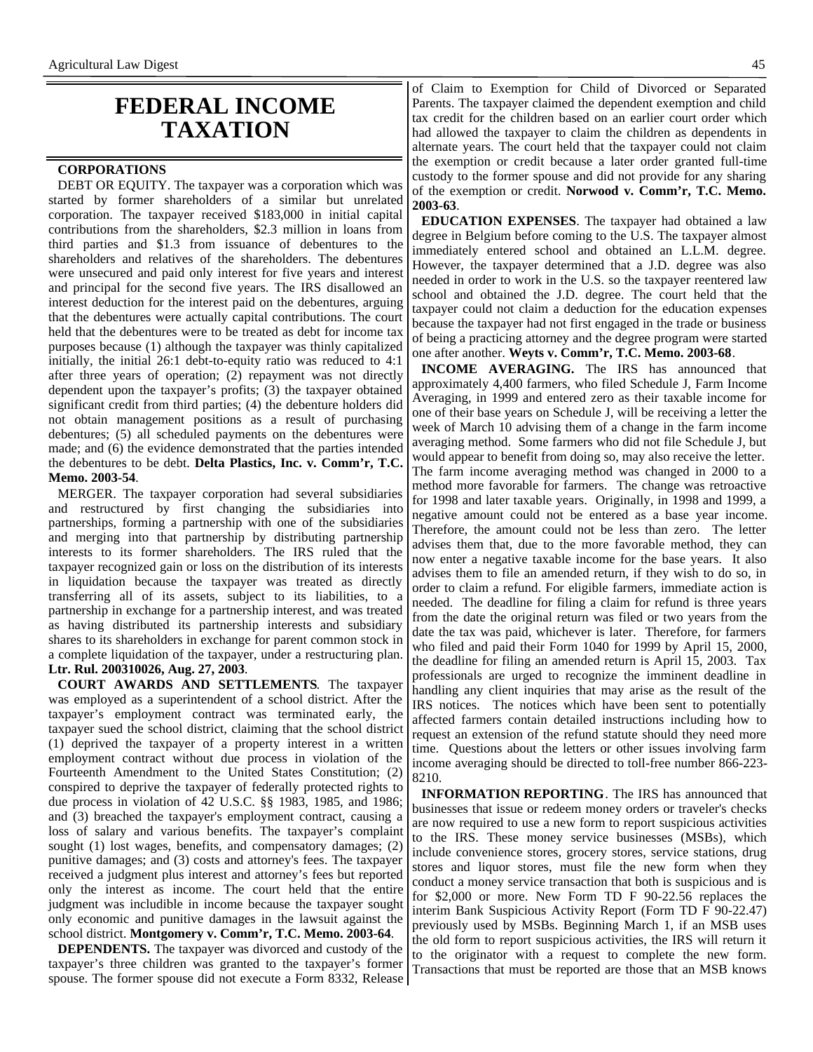# FEDERAL INCOME TAXATION

### CORPORATIONS

DEBT OR EQUITY. The taxpayer was a corporation which was started by former shareholders of a similar but unrelated corporation. The taxpayer received $183,000 in initial capital contributions from the shareholders, $2.3 million in loans from third parties and $1.3 from issuance of debentures to the shareholders and relatives of the shareholders. The debentures were unsecured and paid only interest for five years and interest and principal for the second five years. The IRS disallowed an interest deduction for the interest paid on the debentures, arguing that the debentures were actually capital contributions. The court held that the debentures were to be treated as debt for income tax purposes because (1) although the taxpayer was thinly capitalized initially, the initial 26:1 debt-to-equity ratio was reduced to 4:1 after three years of operation; (2) repayment was not directly dependent upon the taxpayer's profits; (3) the taxpayer obtained significant credit from third parties; (4) the debenture holders did not obtain management positions as a result of purchasing debentures; (5) all scheduled payments on the debentures were made; and (6) the evidence demonstrated that the parties intended the debentures to be debt. **Delta Plastics, Inc. v. Comm'r, T.C. Memo. 2003-54**.

MERGER. The taxpayer corporation had several subsidiaries and restructured by first changing the subsidiaries into partnerships, forming a partnership with one of the subsidiaries and merging into that partnership by distributing partnership interests to its former shareholders. The IRS ruled that the taxpayer recognized gain or loss on the distribution of its interests in liquidation because the taxpayer was treated as directly transferring all of its assets, subject to its liabilities, to a partnership in exchange for a partnership interest, and was treated as having distributed its partnership interests and subsidiary shares to its shareholders in exchange for parent common stock in a complete liquidation of the taxpayer, under a restructuring plan. **Ltr. Rul. 200310026, Aug. 27, 2003**.

**COURT AWARDS AND SETTLEMENTS**. The taxpayer was employed as a superintendent of a school district. After the taxpayer's employment contract was terminated early, the taxpayer sued the school district, claiming that the school district (1) deprived the taxpayer of a property interest in a written employment contract without due process in violation of the Fourteenth Amendment to the United States Constitution; (2) conspired to deprive the taxpayer of federally protected rights to due process in violation of 42 U.S.C. §§ 1983, 1985, and 1986; and (3) breached the taxpayer's employment contract, causing a loss of salary and various benefits. The taxpayer's complaint sought (1) lost wages, benefits, and compensatory damages; (2) punitive damages; and (3) costs and attorney's fees. The taxpayer received a judgment plus interest and attorney's fees but reported only the interest as income. The court held that the entire judgment was includible in income because the taxpayer sought only economic and punitive damages in the lawsuit against the school district. **Montgomery v. Comm'r, T.C. Memo. 2003-64**.

**DEPENDENTS.** The taxpayer was divorced and custody of the taxpayer's three children was granted to the taxpayer's former spouse. The former spouse did not execute a Form 8332, Release of Claim to Exemption for Child of Divorced or Separated Parents. The taxpayer claimed the dependent exemption and child tax credit for the children based on an earlier court order which had allowed the taxpayer to claim the children as dependents in alternate years. The court held that the taxpayer could not claim the exemption or credit because a later order granted full-time custody to the former spouse and did not provide for any sharing of the exemption or credit. **Norwood v. Comm'r, T.C. Memo. 2003-63**.

**EDUCATION EXPENSES**. The taxpayer had obtained a law degree in Belgium before coming to the U.S. The taxpayer almost immediately entered school and obtained an L.L.M. degree. However, the taxpayer determined that a J.D. degree was also needed in order to work in the U.S. so the taxpayer reentered law school and obtained the J.D. degree. The court held that the taxpayer could not claim a deduction for the education expenses because the taxpayer had not first engaged in the trade or business of being a practicing attorney and the degree program were started one after another. **Weyts v. Comm'r, T.C. Memo. 2003-68**.

**INCOME AVERAGING.** The IRS has announced that approximately 4,400 farmers, who filed Schedule J, Farm Income Averaging, in 1999 and entered zero as their taxable income for one of their base years on Schedule J, will be receiving a letter the week of March 10 advising them of a change in the farm income averaging method. Some farmers who did not file Schedule J, but would appear to benefit from doing so, may also receive the letter. The farm income averaging method was changed in 2000 to a method more favorable for farmers. The change was retroactive for 1998 and later taxable years. Originally, in 1998 and 1999, a negative amount could not be entered as a base year income. Therefore, the amount could not be less than zero. The letter advises them that, due to the more favorable method, they can now enter a negative taxable income for the base years. It also advises them to file an amended return, if they wish to do so, in order to claim a refund. For eligible farmers, immediate action is needed. The deadline for filing a claim for refund is three years from the date the original return was filed or two years from the date the tax was paid, whichever is later. Therefore, for farmers who filed and paid their Form 1040 for 1999 by April 15, 2000, the deadline for filing an amended return is April 15, 2003. Tax professionals are urged to recognize the imminent deadline in handling any client inquiries that may arise as the result of the IRS notices. The notices which have been sent to potentially affected farmers contain detailed instructions including how to request an extension of the refund statute should they need more time. Questions about the letters or other issues involving farm income averaging should be directed to toll-free number 866-223-8210.

**INFORMATION REPORTING**. The IRS has announced that businesses that issue or redeem money orders or traveler's checks are now required to use a new form to report suspicious activities to the IRS. These money service businesses (MSBs), which include convenience stores, grocery stores, service stations, drug stores and liquor stores, must file the new form when they conduct a money service transaction that both is suspicious and is for $2,000 or more. New Form TD F 90-22.56 replaces the interim Bank Suspicious Activity Report (Form TD F 90-22.47) previously used by MSBs. Beginning March 1, if an MSB uses the old form to report suspicious activities, the IRS will return it to the originator with a request to complete the new form. Transactions that must be reported are those that an MSB knows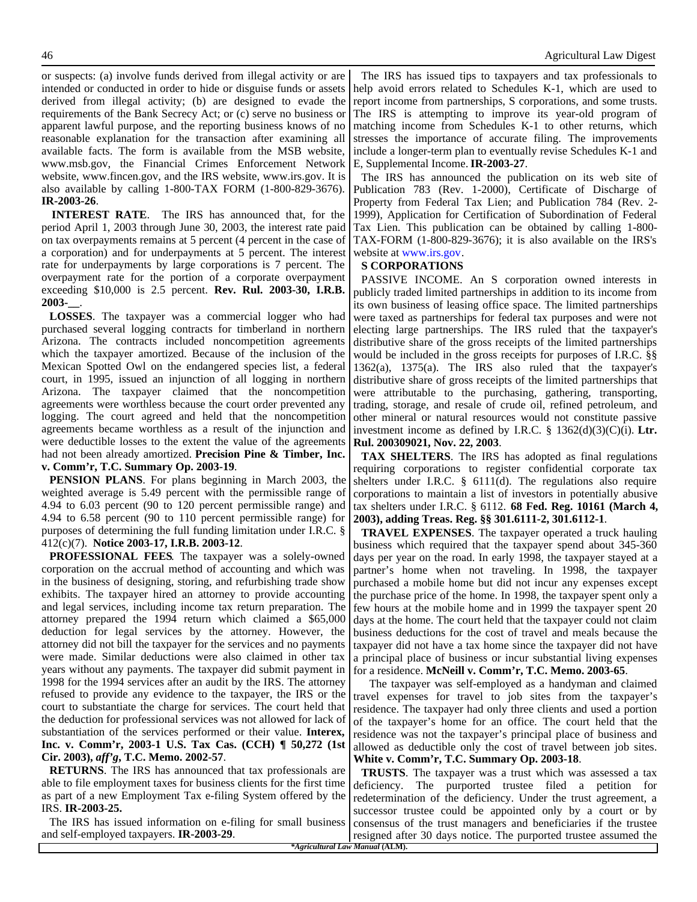or suspects: (a) involve funds derived from illegal activity or are intended or conducted in order to hide or disguise funds or assets derived from illegal activity; (b) are designed to evade the requirements of the Bank Secrecy Act; or (c) serve no business or apparent lawful purpose, and the reporting business knows of no reasonable explanation for the transaction after examining all available facts. The form is available from the MSB website, www.msb.gov, the Financial Crimes Enforcement Network website, www.fincen.gov, and the IRS website, www.irs.gov. It is also available by calling 1-800-TAX FORM (1-800-829-3676). **IR-2003-26**.

**INTEREST RATE**. The IRS has announced that, for the period April 1, 2003 through June 30, 2003, the interest rate paid on tax overpayments remains at 5 percent (4 percent in the case of a corporation) and for underpayments at 5 percent. The interest rate for underpayments by large corporations is 7 percent. The overpayment rate for the portion of a corporate overpayment exceeding $10,000 is 2.5 percent. **Rev. Rul. 2003-30, I.R.B. 2003-__**.

**LOSSES**. The taxpayer was a commercial logger who had purchased several logging contracts for timberland in northern Arizona. The contracts included noncompetition agreements which the taxpayer amortized. Because of the inclusion of the Mexican Spotted Owl on the endangered species list, a federal court, in 1995, issued an injunction of all logging in northern Arizona. The taxpayer claimed that the noncompetition agreements were worthless because the court order prevented any logging. The court agreed and held that the noncompetition agreements became worthless as a result of the injunction and were deductible losses to the extent the value of the agreements had not been already amortized. **Precision Pine & Timber, Inc. v. Comm'r, T.C. Summary Op. 2003-19**.

**PENSION PLANS**. For plans beginning in March 2003, the weighted average is 5.49 percent with the permissible range of 4.94 to 6.03 percent (90 to 120 percent permissible range) and 4.94 to 6.58 percent (90 to 110 percent permissible range) for purposes of determining the full funding limitation under I.R.C. § 412(c)(7). **Notice 2003-17, I.R.B. 2003-12**.

**PROFESSIONAL FEES**. The taxpayer was a solely-owned corporation on the accrual method of accounting and which was in the business of designing, storing, and refurbishing trade show exhibits. The taxpayer hired an attorney to provide accounting and legal services, including income tax return preparation. The attorney prepared the 1994 return which claimed a $65,000 deduction for legal services by the attorney. However, the attorney did not bill the taxpayer for the services and no payments were made. Similar deductions were also claimed in other tax years without any payments. The taxpayer did submit payment in 1998 for the 1994 services after an audit by the IRS. The attorney refused to provide any evidence to the taxpayer, the IRS or the court to substantiate the charge for services. The court held that the deduction for professional services was not allowed for lack of substantiation of the services performed or their value. **Interex, Inc. v. Comm'r, 2003-1 U.S. Tax Cas. (CCH) ¶ 50,272 (1st Cir. 2003), *aff'g*, T.C. Memo. 2002-57**.

**RETURNS**. The IRS has announced that tax professionals are able to file employment taxes for business clients for the first time as part of a new Employment Tax e-filing System offered by the IRS. **IR-2003-25.**

The IRS has issued information on e-filing for small business and self-employed taxpayers. **IR-2003-29**.

The IRS has issued tips to taxpayers and tax professionals to help avoid errors related to Schedules K-1, which are used to report income from partnerships, S corporations, and some trusts. The IRS is attempting to improve its year-old program of matching income from Schedules K-1 to other returns, which stresses the importance of accurate filing. The improvements include a longer-term plan to eventually revise Schedules K-1 and E, Supplemental Income. **IR-2003-27**.

The IRS has announced the publication on its web site of Publication 783 (Rev. 1-2000), Certificate of Discharge of Property from Federal Tax Lien; and Publication 784 (Rev. 2-1999), Application for Certification of Subordination of Federal Tax Lien. This publication can be obtained by calling 1-800-TAX-FORM (1-800-829-3676); it is also available on the IRS's website at www.irs.gov.

**S CORPORATIONS**

PASSIVE INCOME. An S corporation owned interests in publicly traded limited partnerships in addition to its income from its own business of leasing office space. The limited partnerships were taxed as partnerships for federal tax purposes and were not electing large partnerships. The IRS ruled that the taxpayer's distributive share of the gross receipts of the limited partnerships would be included in the gross receipts for purposes of I.R.C. §§ 1362(a), 1375(a). The IRS also ruled that the taxpayer's distributive share of gross receipts of the limited partnerships that were attributable to the purchasing, gathering, transporting, trading, storage, and resale of crude oil, refined petroleum, and other mineral or natural resources would not constitute passive investment income as defined by I.R.C. § 1362(d)(3)(C)(i). **Ltr. Rul. 200309021, Nov. 22, 2003**.

**TAX SHELTERS**. The IRS has adopted as final regulations requiring corporations to register confidential corporate tax shelters under I.R.C. § 6111(d). The regulations also require corporations to maintain a list of investors in potentially abusive tax shelters under I.R.C. § 6112. **68 Fed. Reg. 10161 (March 4, 2003), adding Treas. Reg. §§ 301.6111-2, 301.6112-1**.

**TRAVEL EXPENSES**. The taxpayer operated a truck hauling business which required that the taxpayer spend about 345-360 days per year on the road. In early 1998, the taxpayer stayed at a partner's home when not traveling. In 1998, the taxpayer purchased a mobile home but did not incur any expenses except the purchase price of the home. In 1998, the taxpayer spent only a few hours at the mobile home and in 1999 the taxpayer spent 20 days at the home. The court held that the taxpayer could not claim business deductions for the cost of travel and meals because the taxpayer did not have a tax home since the taxpayer did not have a principal place of business or incur substantial living expenses for a residence. **McNeill v. Comm'r, T.C. Memo. 2003-65**.

The taxpayer was self-employed as a handyman and claimed travel expenses for travel to job sites from the taxpayer's residence. The taxpayer had only three clients and used a portion of the taxpayer's home for an office. The court held that the residence was not the taxpayer's principal place of business and allowed as deductible only the cost of travel between job sites. **White v. Comm'r, T.C. Summary Op. 2003-18**.

**TRUSTS**. The taxpayer was a trust which was assessed a tax deficiency. The purported trustee filed a petition for redetermination of the deficiency. Under the trust agreement, a successor trustee could be appointed only by a court or by consensus of the trust managers and beneficiaries if the trustee resigned after 30 days notice. The purported trustee assumed the

**Agricultural Law Manual* (ALM).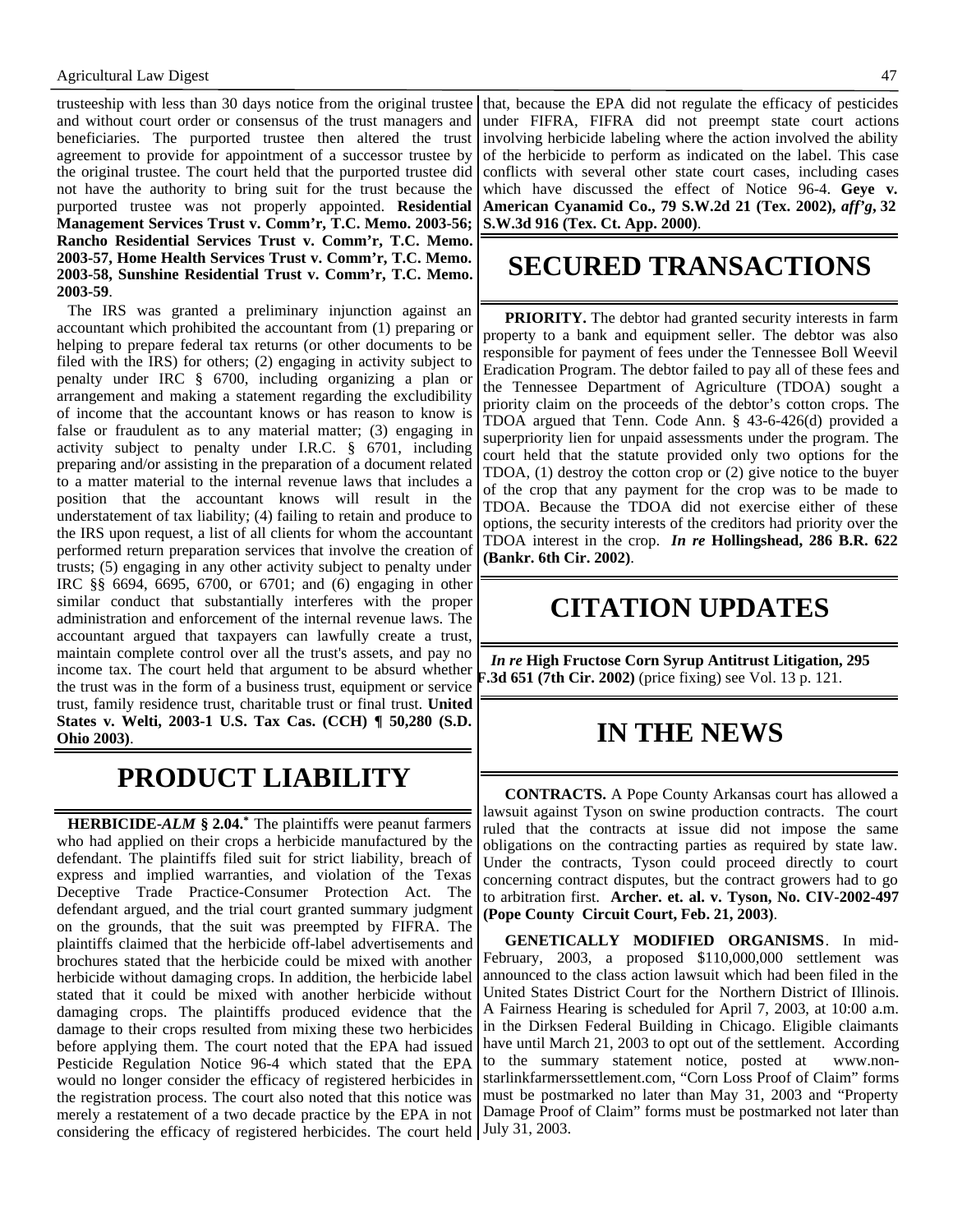trusteeship with less than 30 days notice from the original trustee and without court order or consensus of the trust managers and beneficiaries. The purported trustee then altered the trust agreement to provide for appointment of a successor trustee by the original trustee. The court held that the purported trustee did not have the authority to bring suit for the trust because the purported trustee was not properly appointed. **Residential Management Services Trust v. Comm'r, T.C. Memo. 2003-56; Rancho Residential Services Trust v. Comm'r, T.C. Memo. 2003-57, Home Health Services Trust v. Comm'r, T.C. Memo. 2003-58, Sunshine Residential Trust v. Comm'r, T.C. Memo. 2003-59**.

The IRS was granted a preliminary injunction against an accountant which prohibited the accountant from (1) preparing or helping to prepare federal tax returns (or other documents to be filed with the IRS) for others; (2) engaging in activity subject to penalty under IRC § 6700, including organizing a plan or arrangement and making a statement regarding the excludibility of income that the accountant knows or has reason to know is false or fraudulent as to any material matter; (3) engaging in activity subject to penalty under I.R.C. § 6701, including preparing and/or assisting in the preparation of a document related to a matter material to the internal revenue laws that includes a position that the accountant knows will result in the understatement of tax liability; (4) failing to retain and produce to the IRS upon request, a list of all clients for whom the accountant performed return preparation services that involve the creation of trusts; (5) engaging in any other activity subject to penalty under IRC §§ 6694, 6695, 6700, or 6701; and (6) engaging in other similar conduct that substantially interferes with the proper administration and enforcement of the internal revenue laws. The accountant argued that taxpayers can lawfully create a trust, maintain complete control over all the trust's assets, and pay no income tax. The court held that argument to be absurd whether the trust was in the form of a business trust, equipment or service trust, family residence trust, charitable trust or final trust. **United States v. Welti, 2003-1 U.S. Tax Cas. (CCH) ¶ 50,280 (S.D. Ohio 2003)**.

# PRODUCT LIABILITY

**HERBICIDE-*ALM* § 2.04.*** The plaintiffs were peanut farmers who had applied on their crops a herbicide manufactured by the defendant. The plaintiffs filed suit for strict liability, breach of express and implied warranties, and violation of the Texas Deceptive Trade Practice-Consumer Protection Act. The defendant argued, and the trial court granted summary judgment on the grounds, that the suit was preempted by FIFRA. The plaintiffs claimed that the herbicide off-label advertisements and brochures stated that the herbicide could be mixed with another herbicide without damaging crops. In addition, the herbicide label stated that it could be mixed with another herbicide without damaging crops. The plaintiffs produced evidence that the damage to their crops resulted from mixing these two herbicides before applying them. The court noted that the EPA had issued Pesticide Regulation Notice 96-4 which stated that the EPA would no longer consider the efficacy of registered herbicides in the registration process. The court also noted that this notice was merely a restatement of a two decade practice by the EPA in not considering the efficacy of registered herbicides. The court held that, because the EPA did not regulate the efficacy of pesticides under FIFRA, FIFRA did not preempt state court actions involving herbicide labeling where the action involved the ability of the herbicide to perform as indicated on the label. This case conflicts with several other state court cases, including cases which have discussed the effect of Notice 96-4. **Geye v. American Cyanamid Co., 79 S.W.2d 21 (Tex. 2002), *aff'g*, 32 S.W.3d 916 (Tex. Ct. App. 2000)**.

# SECURED TRANSACTIONS

**PRIORITY.** The debtor had granted security interests in farm property to a bank and equipment seller. The debtor was also responsible for payment of fees under the Tennessee Boll Weevil Eradication Program. The debtor failed to pay all of these fees and the Tennessee Department of Agriculture (TDOA) sought a priority claim on the proceeds of the debtor's cotton crops. The TDOA argued that Tenn. Code Ann. § 43-6-426(d) provided a superpriority lien for unpaid assessments under the program. The court held that the statute provided only two options for the TDOA, (1) destroy the cotton crop or (2) give notice to the buyer of the crop that any payment for the crop was to be made to TDOA. Because the TDOA did not exercise either of these options, the security interests of the creditors had priority over the TDOA interest in the crop. ***In re* Hollingshead, 286 B.R. 622 (Bankr. 6th Cir. 2002)**.

# CITATION UPDATES

***In re* High Fructose Corn Syrup Antitrust Litigation, 295 F.3d 651 (7th Cir. 2002)** (price fixing) see Vol. 13 p. 121.

# IN THE NEWS

**CONTRACTS.** A Pope County Arkansas court has allowed a lawsuit against Tyson on swine production contracts. The court ruled that the contracts at issue did not impose the same obligations on the contracting parties as required by state law. Under the contracts, Tyson could proceed directly to court concerning contract disputes, but the contract growers had to go to arbitration first. **Archer. et. al. v. Tyson, No. CIV-2002-497 (Pope County Circuit Court, Feb. 21, 2003)**.

**GENETICALLY MODIFIED ORGANISMS**. In mid-February, 2003, a proposed $110,000,000 settlement was announced to the class action lawsuit which had been filed in the United States District Court for the Northern District of Illinois. A Fairness Hearing is scheduled for April 7, 2003, at 10:00 a.m. in the Dirksen Federal Building in Chicago. Eligible claimants have until March 21, 2003 to opt out of the settlement. According to the summary statement notice, posted at www.non-starlinkfarmerssettlement.com, "Corn Loss Proof of Claim" forms must be postmarked no later than May 31, 2003 and "Property Damage Proof of Claim" forms must be postmarked not later than July 31, 2003.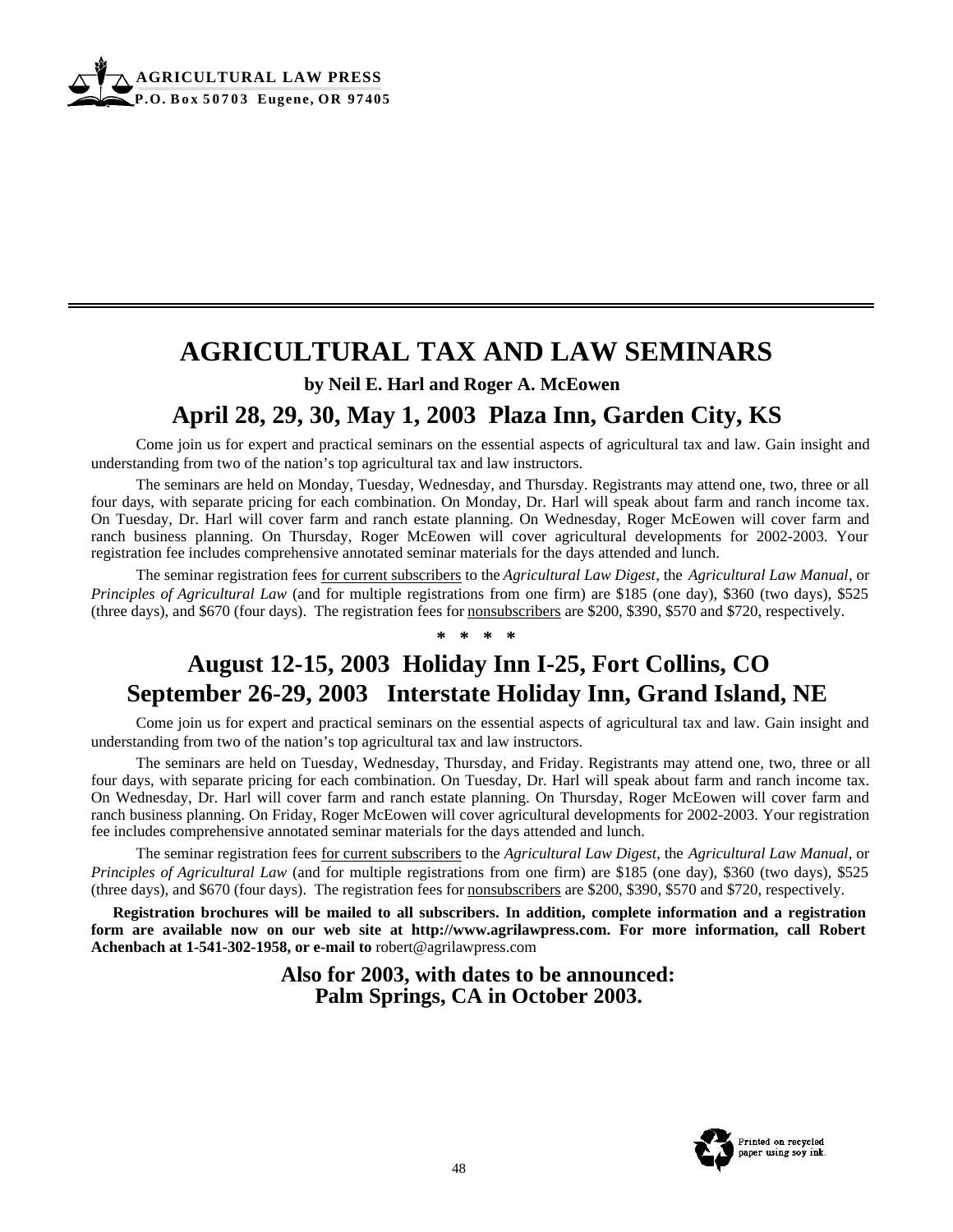AGRICULTURAL LAW PRESS
P.O. Box 50703 Eugene, OR 97405

# AGRICULTURAL TAX AND LAW SEMINARS

**by Neil E. Harl and Roger A. McEowen**

## April 28, 29, 30, May 1, 2003 Plaza Inn, Garden City, KS

Come join us for expert and practical seminars on the essential aspects of agricultural tax and law. Gain insight and understanding from two of the nation's top agricultural tax and law instructors.

The seminars are held on Monday, Tuesday, Wednesday, and Thursday. Registrants may attend one, two, three or all four days, with separate pricing for each combination. On Monday, Dr. Harl will speak about farm and ranch income tax. On Tuesday, Dr. Harl will cover farm and ranch estate planning. On Wednesday, Roger McEowen will cover farm and ranch business planning. On Thursday, Roger McEowen will cover agricultural developments for 2002-2003. Your registration fee includes comprehensive annotated seminar materials for the days attended and lunch.

The seminar registration fees for current subscribers to the *Agricultural Law Digest*, the *Agricultural Law Manual*, or *Principles of Agricultural Law* (and for multiple registrations from one firm) are $185 (one day), $360 (two days), $525 (three days), and $670 (four days). The registration fees for nonsubscribers are $200, $390, $570 and $720, respectively.

\* \* \* \*

## August 12-15, 2003 Holiday Inn I-25, Fort Collins, CO
## September 26-29, 2003 Interstate Holiday Inn, Grand Island, NE

Come join us for expert and practical seminars on the essential aspects of agricultural tax and law. Gain insight and understanding from two of the nation's top agricultural tax and law instructors.

The seminars are held on Tuesday, Wednesday, Thursday, and Friday. Registrants may attend one, two, three or all four days, with separate pricing for each combination. On Tuesday, Dr. Harl will speak about farm and ranch income tax. On Wednesday, Dr. Harl will cover farm and ranch estate planning. On Thursday, Roger McEowen will cover farm and ranch business planning. On Friday, Roger McEowen will cover agricultural developments for 2002-2003. Your registration fee includes comprehensive annotated seminar materials for the days attended and lunch.

The seminar registration fees for current subscribers to the *Agricultural Law Digest*, the *Agricultural Law Manual*, or *Principles of Agricultural Law* (and for multiple registrations from one firm) are $185 (one day), $360 (two days), $525 (three days), and $670 (four days). The registration fees for nonsubscribers are $200, $390, $570 and $720, respectively.

**Registration brochures will be mailed to all subscribers. In addition, complete information and a registration form are available now on our web site at http://www.agrilawpress.com. For more information, call Robert Achenbach at 1-541-302-1958, or e-mail to** robert@agrilawpress.com

**Also for 2003, with dates to be announced:**
**Palm Springs, CA in October 2003.**

Printed on recycled paper using soy ink.